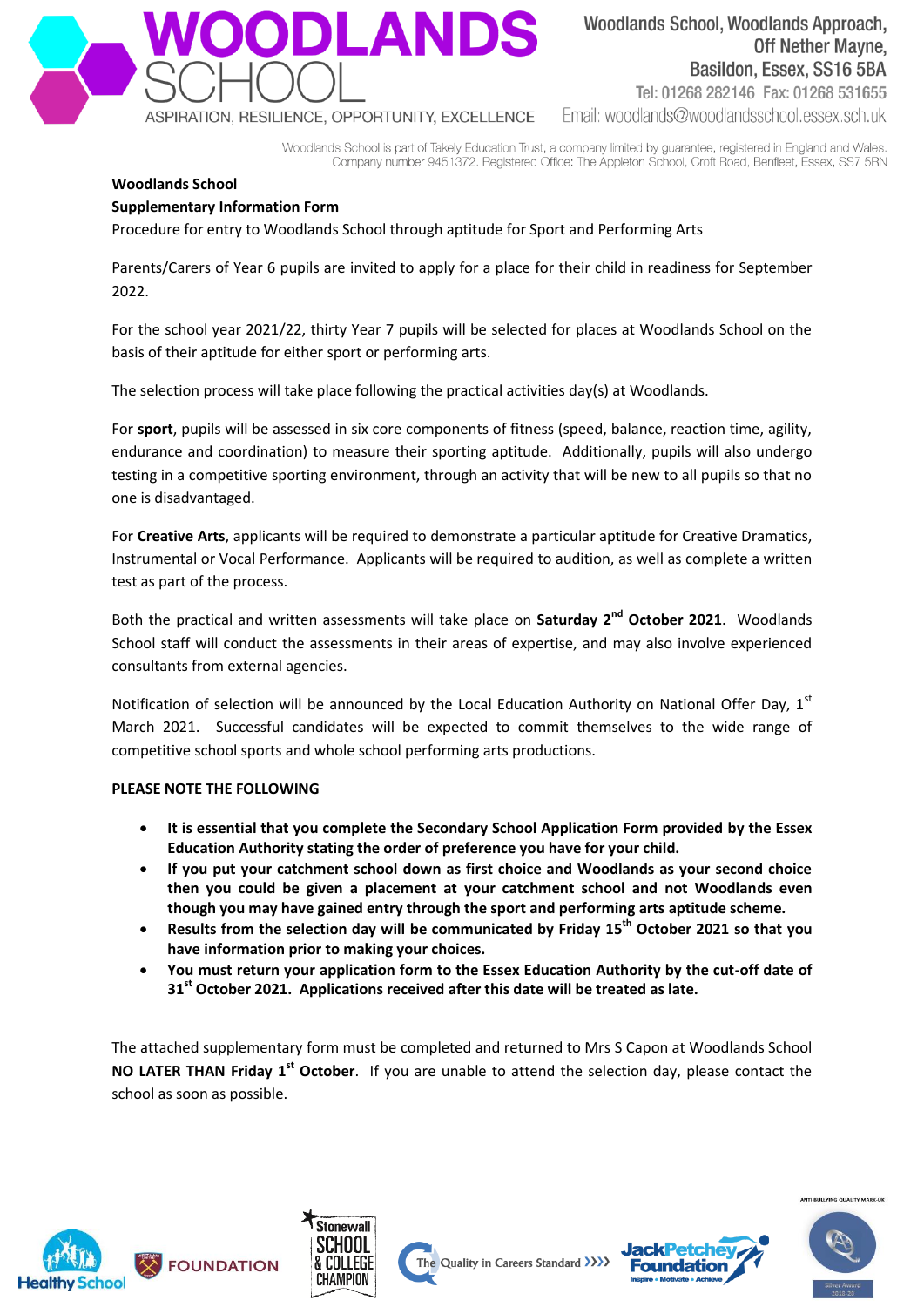# WOODLANDS SCHOOL

ASPIRATION, RESILIENCE, OPPORTUNITY, EXCELLENCE

Woodlands School, Woodlands Approach,
Off Nether Mayne,
Basildon, Essex, SS16 5BA
Tel: 01268 282146 Fax: 01268 531655
Email: woodlands@woodlandsschool.essex.sch.uk

Woodlands School is part of Takely Education Trust, a company limited by guarantee, registered in England and Wales. Company number 9451372. Registered Office: The Appleton School, Croft Road, Benfleet, Essex, SS7 5RN

**Woodlands School**

**Supplementary Information Form**

Procedure for entry to Woodlands School through aptitude for Sport and Performing Arts

Parents/Carers of Year 6 pupils are invited to apply for a place for their child in readiness for September 2022.

For the school year 2021/22, thirty Year 7 pupils will be selected for places at Woodlands School on the basis of their aptitude for either sport or performing arts.

The selection process will take place following the practical activities day(s) at Woodlands.

For **sport**, pupils will be assessed in six core components of fitness (speed, balance, reaction time, agility, endurance and coordination) to measure their sporting aptitude. Additionally, pupils will also undergo testing in a competitive sporting environment, through an activity that will be new to all pupils so that no one is disadvantaged.

For **Creative Arts**, applicants will be required to demonstrate a particular aptitude for Creative Dramatics, Instrumental or Vocal Performance. Applicants will be required to audition, as well as complete a written test as part of the process.

Both the practical and written assessments will take place on **Saturday 2nd October 2021**. Woodlands School staff will conduct the assessments in their areas of expertise, and may also involve experienced consultants from external agencies.

Notification of selection will be announced by the Local Education Authority on National Offer Day, 1st March 2021. Successful candidates will be expected to commit themselves to the wide range of competitive school sports and whole school performing arts productions.

**PLEASE NOTE THE FOLLOWING**

- **It is essential that you complete the Secondary School Application Form provided by the Essex Education Authority stating the order of preference you have for your child.**
- **If you put your catchment school down as first choice and Woodlands as your second choice then you could be given a placement at your catchment school and not Woodlands even though you may have gained entry through the sport and performing arts aptitude scheme.**
- **Results from the selection day will be communicated by Friday 15th October 2021 so that you have information prior to making your choices.**
- **You must return your application form to the Essex Education Authority by the cut-off date of 31st October 2021. Applications received after this date will be treated as late.**

The attached supplementary form must be completed and returned to Mrs S Capon at Woodlands School **NO LATER THAN Friday 1st October**. If you are unable to attend the selection day, please contact the school as soon as possible.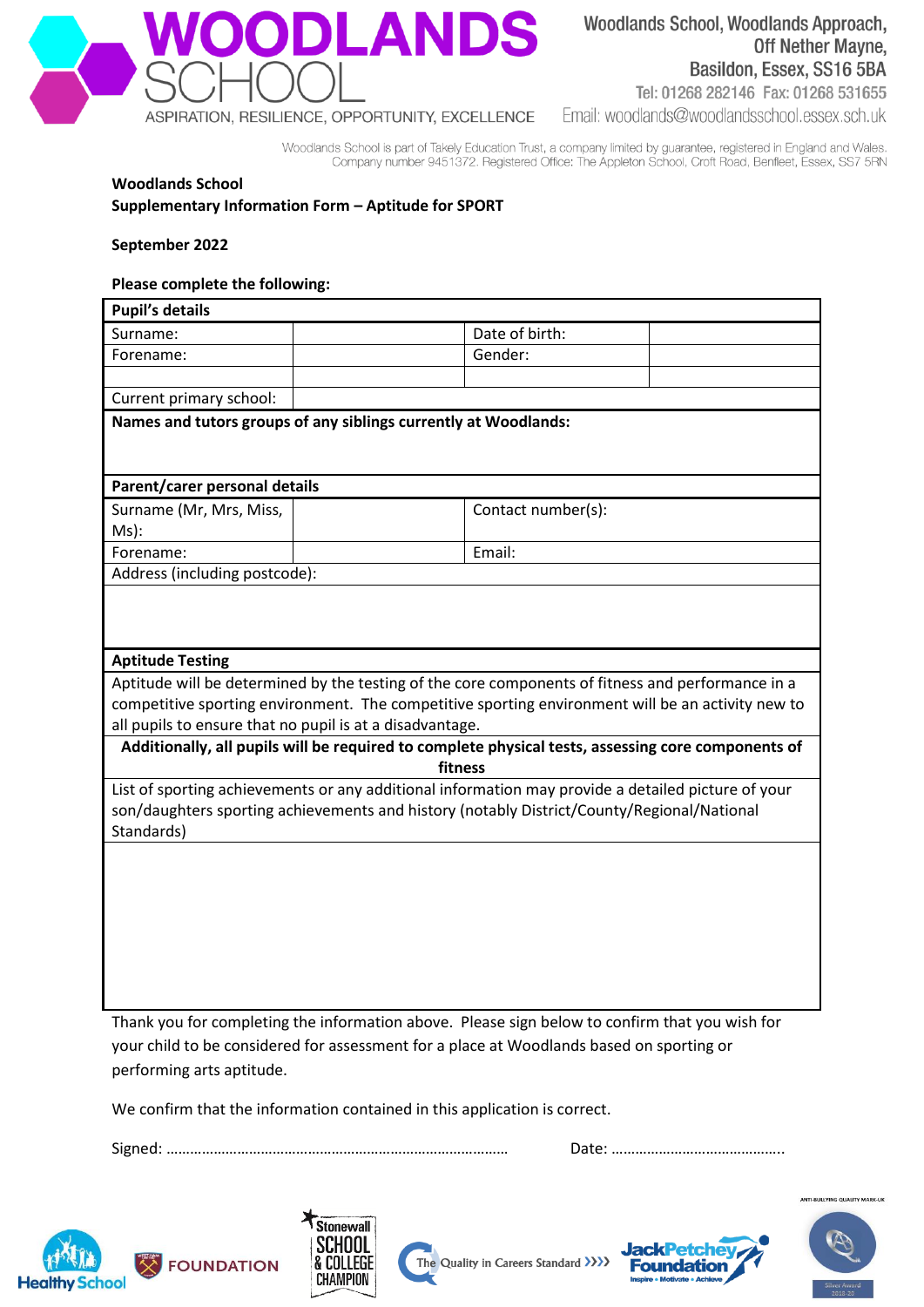# WOODLANDS SCHOOL

ASPIRATION, RESILIENCE, OPPORTUNITY, EXCELLENCE

Woodlands School, Woodlands Approach,
Off Nether Mayne,
Basildon, Essex, SS16 5BA
Tel: 01268 282146 Fax: 01268 531655
Email: woodlands@woodlandsschool.essex.sch.uk

Woodlands School is part of Takely Education Trust, a company limited by guarantee, registered in England and Wales.
Company number 9451372. Registered Office: The Appleton School, Croft Road, Benfleet, Essex, SS7 5RN

**Woodlands School**
**Supplementary Information Form – Aptitude for SPORT**

**September 2022**

**Please complete the following:**

| **Pupil's details** | | | |
|---|---|---|---|
| Surname: | | Date of birth: | |
| Forename: | | Gender: | |
| | | | |
| Current primary school: | | | |
| **Names and tutors groups of any siblings currently at Woodlands:** | | | |
| **Parent/carer personal details** | | | |
| Surname (Mr, Mrs, Miss, Ms): | | Contact number(s): | |
| Forename: | | Email: | |
| Address (including postcode): | | | |
| | | | |
| **Aptitude Testing** | | | |
| Aptitude will be determined by the testing of the core components of fitness and performance in a competitive sporting environment. The competitive sporting environment will be an activity new to all pupils to ensure that no pupil is at a disadvantage. | | | |
| **Additionally, all pupils will be required to complete physical tests, assessing core components of fitness** | | | |
| List of sporting achievements or any additional information may provide a detailed picture of your son/daughters sporting achievements and history (notably District/County/Regional/National Standards) | | | |
| | | | |

Thank you for completing the information above. Please sign below to confirm that you wish for your child to be considered for assessment for a place at Woodlands based on sporting or performing arts aptitude.

We confirm that the information contained in this application is correct.

Signed: ………………………………………………………………………… Date: ……………………………………..

Healthy School | FOUNDATION | Stonewall School & College Champion | The Quality in Careers Standard | JackPetchey Foundation – Inspire • Motivate • Achieve | Anti-Bullying Quality Mark-UK Silver Award 2018-23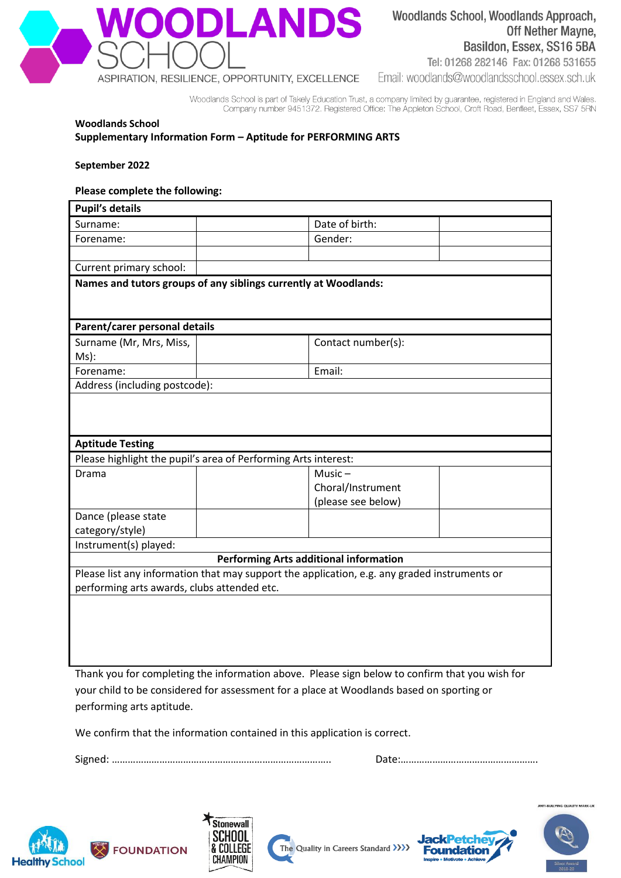**Woodlands School**

Woodlands School, Woodlands Approach, Off Nether Mayne, Basildon, Essex, SS16 5BA

Tel: 01268 282146 Fax: 01268 531655

Email: woodlands@woodlandsschool.essex.sch.uk

ASPIRATION, RESILIENCE, OPPORTUNITY, EXCELLENCE

Woodlands School is part of Takely Education Trust, a company limited by guarantee, registered in England and Wales. Company number 9451372. Registered Office: The Appleton School, Croft Road, Benfleet, Essex, SS7 5RN

**Woodlands School**
**Supplementary Information Form – Aptitude for PERFORMING ARTS**

**September 2022**

**Please complete the following:**

| | | | |
|---|---|---|---|
| **Pupil's details** | | | |
| Surname: | | Date of birth: | |
| Forename: | | Gender: | |
| | | | |
| Current primary school: | | | |
| **Names and tutors groups of any siblings currently at Woodlands:** | | | |
| **Parent/carer personal details** | | | |
| Surname (Mr, Mrs, Miss, Ms): | | Contact number(s): | |
| Forename: | | Email: | |
| Address (including postcode): | | | |
| | | | |
| **Aptitude Testing** | | | |
| Please highlight the pupil's area of Performing Arts interest: | | | |
| Drama | | Music – Choral/Instrument (please see below) | |
| Dance (please state category/style) | | | |
| Instrument(s) played: | | | |
| **Performing Arts additional information** | | | |
| Please list any information that may support the application, e.g. any graded instruments or performing arts awards, clubs attended etc. | | | |
| | | | |

Thank you for completing the information above. Please sign below to confirm that you wish for your child to be considered for assessment for a place at Woodlands based on sporting or performing arts aptitude.

We confirm that the information contained in this application is correct.

Signed: ………………………………………………………………………. Date:…………………………………………….